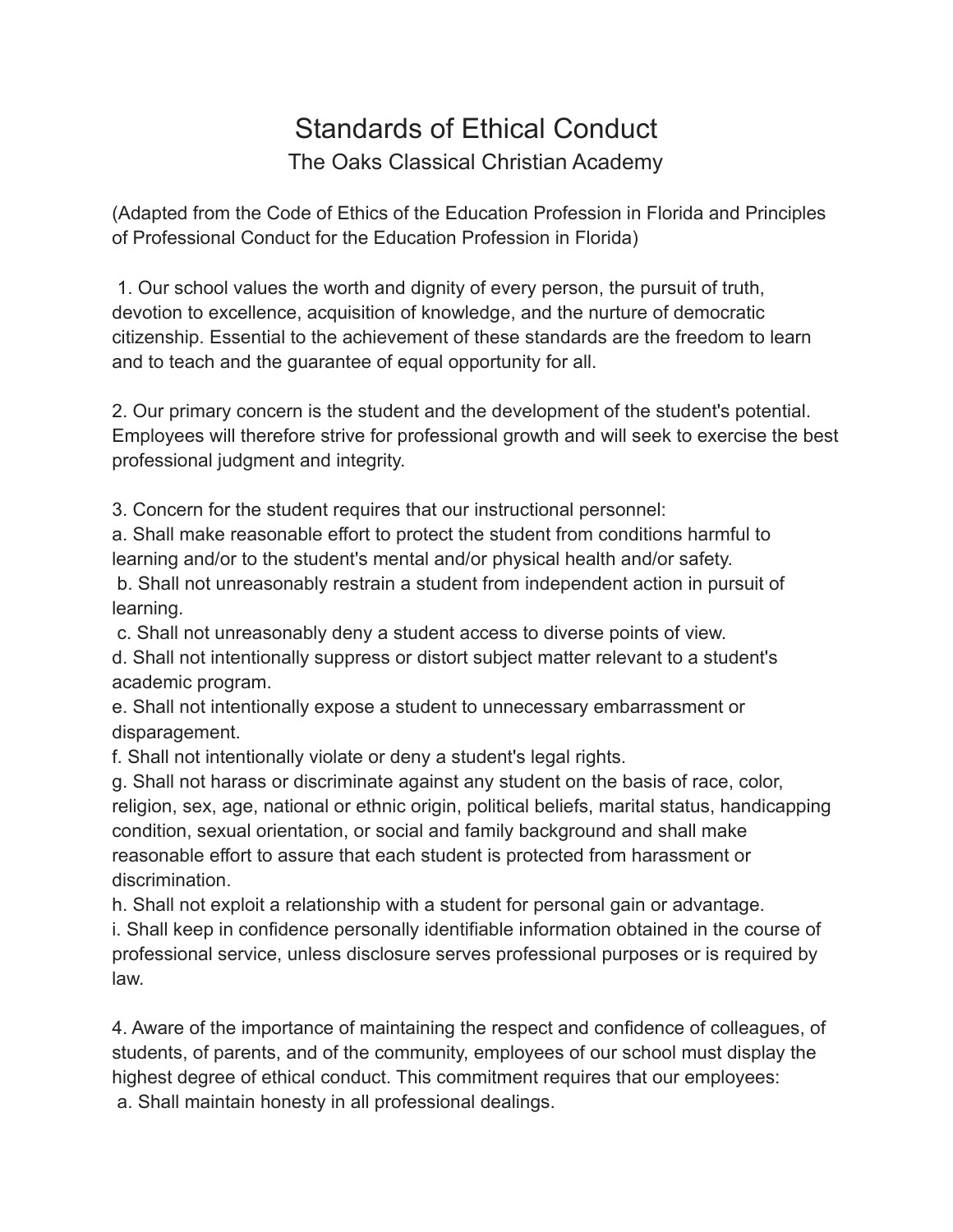# Standards of Ethical Conduct

## The Oaks Classical Christian Academy

(Adapted from the Code of Ethics of the Education Profession in Florida and Principles of Professional Conduct for the Education Profession in Florida)

1. Our school values the worth and dignity of every person, the pursuit of truth, devotion to excellence, acquisition of knowledge, and the nurture of democratic citizenship. Essential to the achievement of these standards are the freedom to learn and to teach and the guarantee of equal opportunity for all.

2. Our primary concern is the student and the development of the student's potential. Employees will therefore strive for professional growth and will seek to exercise the best professional judgment and integrity.

3. Concern for the student requires that our instructional personnel:
a. Shall make reasonable effort to protect the student from conditions harmful to learning and/or to the student's mental and/or physical health and/or safety.
b. Shall not unreasonably restrain a student from independent action in pursuit of learning.
c. Shall not unreasonably deny a student access to diverse points of view.
d. Shall not intentionally suppress or distort subject matter relevant to a student's academic program.
e. Shall not intentionally expose a student to unnecessary embarrassment or disparagement.
f. Shall not intentionally violate or deny a student's legal rights.
g. Shall not harass or discriminate against any student on the basis of race, color, religion, sex, age, national or ethnic origin, political beliefs, marital status, handicapping condition, sexual orientation, or social and family background and shall make reasonable effort to assure that each student is protected from harassment or discrimination.
h. Shall not exploit a relationship with a student for personal gain or advantage.
i. Shall keep in confidence personally identifiable information obtained in the course of professional service, unless disclosure serves professional purposes or is required by law.

4. Aware of the importance of maintaining the respect and confidence of colleagues, of students, of parents, and of the community, employees of our school must display the highest degree of ethical conduct. This commitment requires that our employees:
a. Shall maintain honesty in all professional dealings.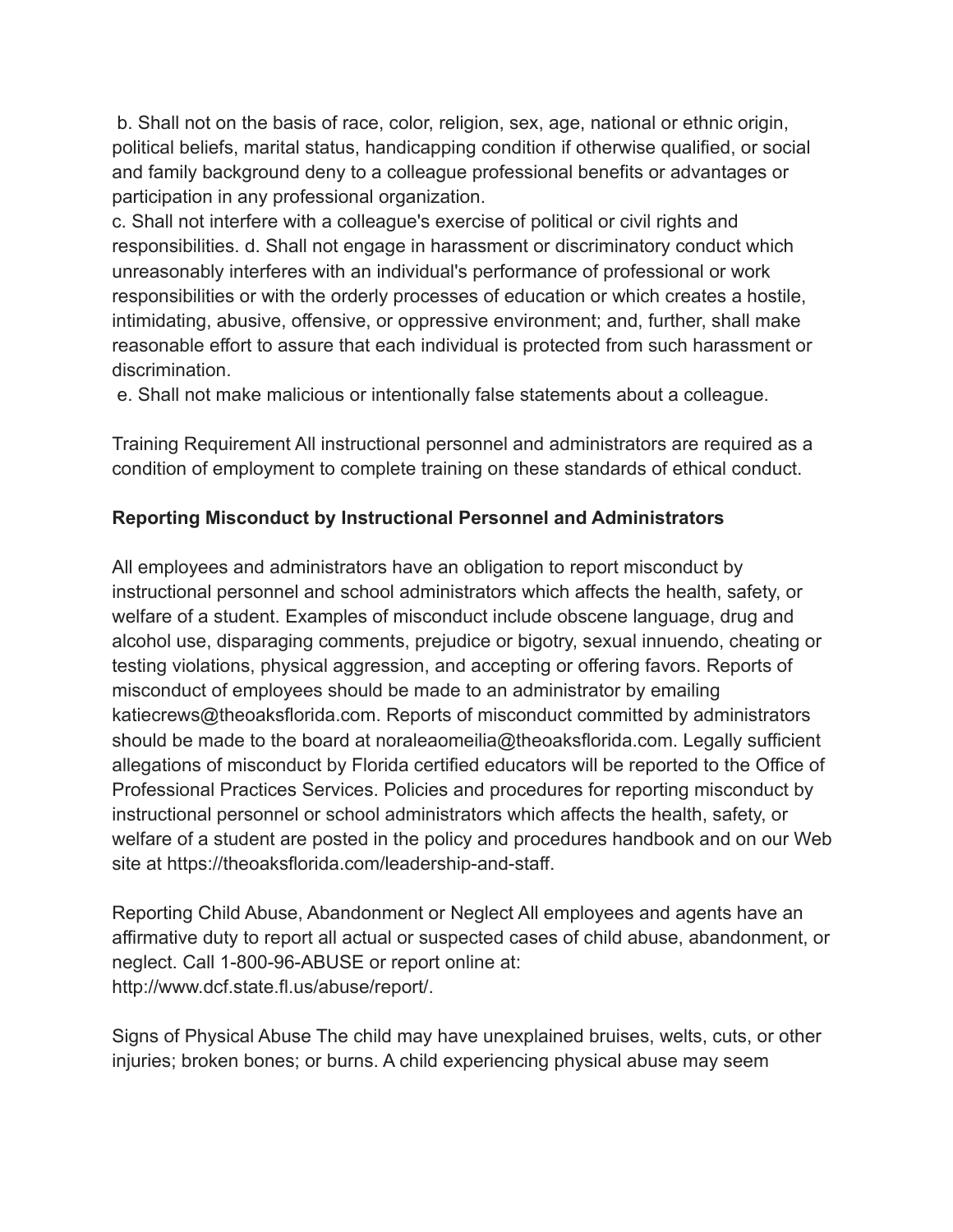b. Shall not on the basis of race, color, religion, sex, age, national or ethnic origin, political beliefs, marital status, handicapping condition if otherwise qualified, or social and family background deny to a colleague professional benefits or advantages or participation in any professional organization.

c. Shall not interfere with a colleague's exercise of political or civil rights and responsibilities. d. Shall not engage in harassment or discriminatory conduct which unreasonably interferes with an individual's performance of professional or work responsibilities or with the orderly processes of education or which creates a hostile, intimidating, abusive, offensive, or oppressive environment; and, further, shall make reasonable effort to assure that each individual is protected from such harassment or discrimination.

e. Shall not make malicious or intentionally false statements about a colleague.

Training Requirement All instructional personnel and administrators are required as a condition of employment to complete training on these standards of ethical conduct.

**Reporting Misconduct by Instructional Personnel and Administrators**

All employees and administrators have an obligation to report misconduct by instructional personnel and school administrators which affects the health, safety, or welfare of a student. Examples of misconduct include obscene language, drug and alcohol use, disparaging comments, prejudice or bigotry, sexual innuendo, cheating or testing violations, physical aggression, and accepting or offering favors. Reports of misconduct of employees should be made to an administrator by emailing katiecrews@theoaksflorida.com. Reports of misconduct committed by administrators should be made to the board at noraleaomeilia@theoaksflorida.com. Legally sufficient allegations of misconduct by Florida certified educators will be reported to the Office of Professional Practices Services. Policies and procedures for reporting misconduct by instructional personnel or school administrators which affects the health, safety, or welfare of a student are posted in the policy and procedures handbook and on our Web site at https://theoaksflorida.com/leadership-and-staff.

Reporting Child Abuse, Abandonment or Neglect All employees and agents have an affirmative duty to report all actual or suspected cases of child abuse, abandonment, or neglect. Call 1-800-96-ABUSE or report online at: http://www.dcf.state.fl.us/abuse/report/.

Signs of Physical Abuse The child may have unexplained bruises, welts, cuts, or other injuries; broken bones; or burns. A child experiencing physical abuse may seem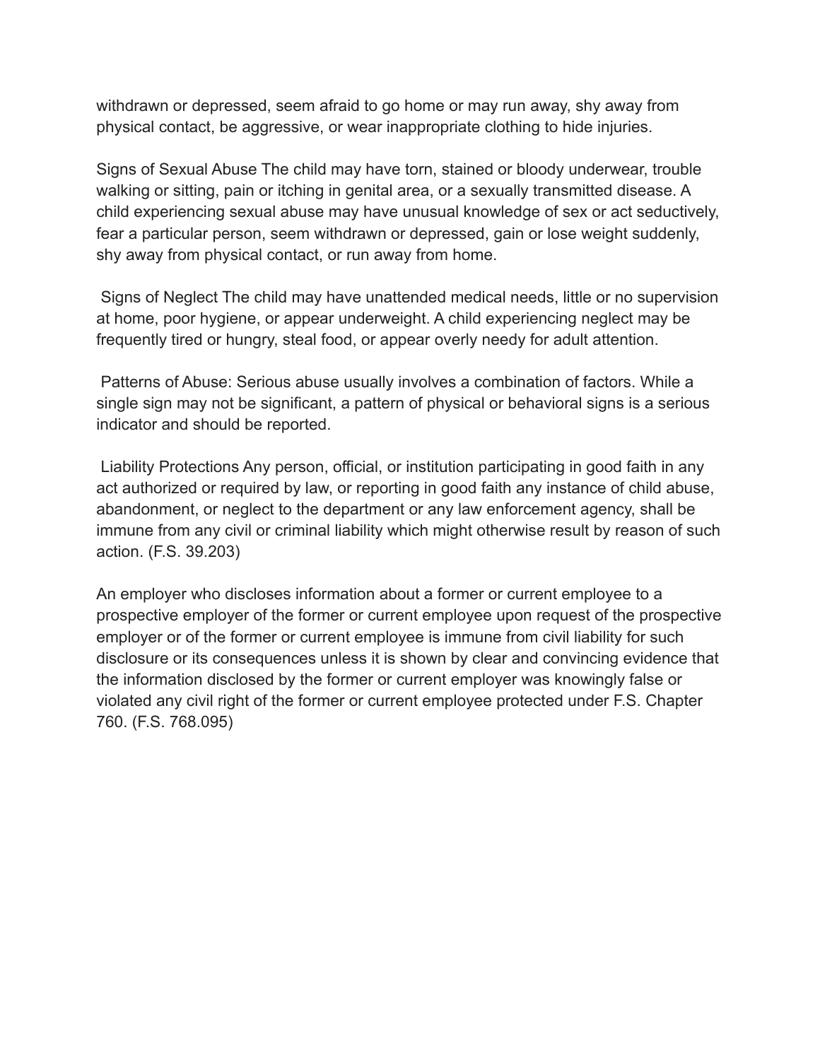withdrawn or depressed, seem afraid to go home or may run away, shy away from physical contact, be aggressive, or wear inappropriate clothing to hide injuries.

Signs of Sexual Abuse The child may have torn, stained or bloody underwear, trouble walking or sitting, pain or itching in genital area, or a sexually transmitted disease. A child experiencing sexual abuse may have unusual knowledge of sex or act seductively, fear a particular person, seem withdrawn or depressed, gain or lose weight suddenly, shy away from physical contact, or run away from home.

Signs of Neglect The child may have unattended medical needs, little or no supervision at home, poor hygiene, or appear underweight. A child experiencing neglect may be frequently tired or hungry, steal food, or appear overly needy for adult attention.

Patterns of Abuse: Serious abuse usually involves a combination of factors. While a single sign may not be significant, a pattern of physical or behavioral signs is a serious indicator and should be reported.

Liability Protections Any person, official, or institution participating in good faith in any act authorized or required by law, or reporting in good faith any instance of child abuse, abandonment, or neglect to the department or any law enforcement agency, shall be immune from any civil or criminal liability which might otherwise result by reason of such action. (F.S. 39.203)

An employer who discloses information about a former or current employee to a prospective employer of the former or current employee upon request of the prospective employer or of the former or current employee is immune from civil liability for such disclosure or its consequences unless it is shown by clear and convincing evidence that the information disclosed by the former or current employer was knowingly false or violated any civil right of the former or current employee protected under F.S. Chapter 760. (F.S. 768.095)